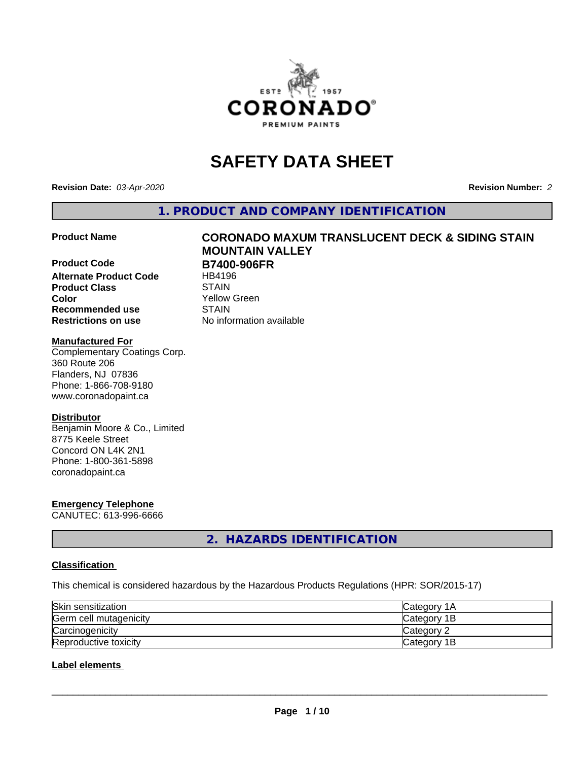# SAFETY DATA SHEET

**Revision Date:** *03-Apr-2020* **Revision Number:** *2*

## 1. PRODUCT AND COMPANY IDENTIFICATION

| | |
|---|---|
| **Product Name** | **CORONADO MAXUM TRANSLUCENT DECK & SIDING STAIN MOUNTAIN VALLEY** |
| **Product Code** | **B7400-906FR** |
| **Alternate Product Code** | HB4196 |
| **Product Class** | STAIN |
| **Color** | Yellow Green |
| **Recommended use** | STAIN |
| **Restrictions on use** | No information available |

**Manufactured For**
Complementary Coatings Corp.
360 Route 206
Flanders, NJ 07836
Phone: 1-866-708-9180
www.coronadopaint.ca

**Distributor**
Benjamin Moore & Co., Limited
8775 Keele Street
Concord ON L4K 2N1
Phone: 1-800-361-5898
coronadopaint.ca

**Emergency Telephone**
CANUTEC: 613-996-6666

## 2. HAZARDS IDENTIFICATION

### Classification

This chemical is considered hazardous by the Hazardous Products Regulations (HPR: SOR/2015-17)

| | |
|---|---|
| Skin sensitization | Category 1A |
| Germ cell mutagenicity | Category 1B |
| Carcinogenicity | Category 2 |
| Reproductive toxicity | Category 1B |

### Label elements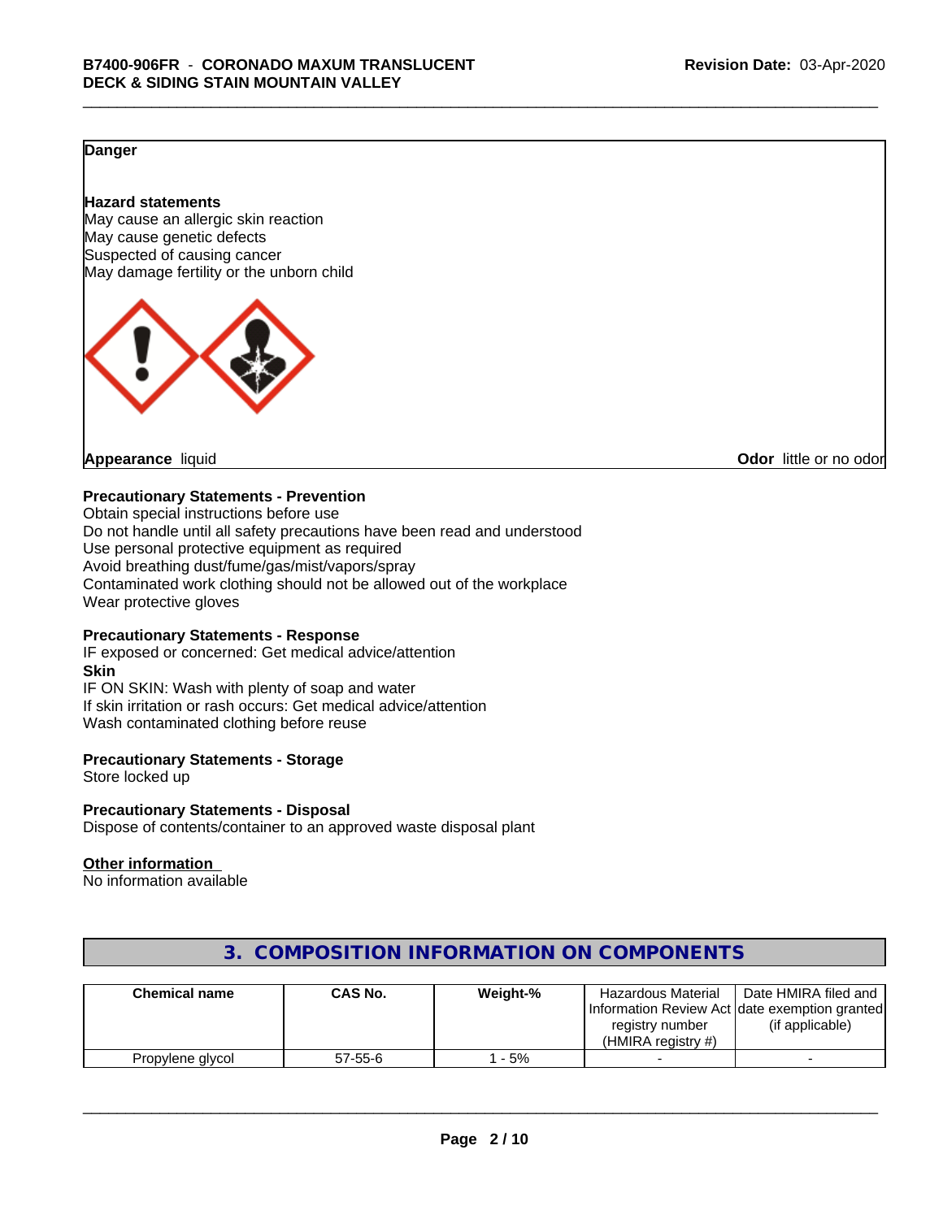**Danger**

**Hazard statements**
May cause an allergic skin reaction
May cause genetic defects
Suspected of causing cancer
May damage fertility or the unborn child

**Appearance** liquid **Odor** little or no odor

**Precautionary Statements - Prevention**
Obtain special instructions before use
Do not handle until all safety precautions have been read and understood
Use personal protective equipment as required
Avoid breathing dust/fume/gas/mist/vapors/spray
Contaminated work clothing should not be allowed out of the workplace
Wear protective gloves

**Precautionary Statements - Response**
IF exposed or concerned: Get medical advice/attention
**Skin**
IF ON SKIN: Wash with plenty of soap and water
If skin irritation or rash occurs: Get medical advice/attention
Wash contaminated clothing before reuse

**Precautionary Statements - Storage**
Store locked up

**Precautionary Statements - Disposal**
Dispose of contents/container to an approved waste disposal plant

**Other information**
No information available

## 3. COMPOSITION INFORMATION ON COMPONENTS

| Chemical name | CAS No. | Weight-% | Hazardous Material Information Review Act registry number (HMIRA registry #) | Date HMIRA filed and date exemption granted (if applicable) |
|---|---|---|---|---|
| Propylene glycol | 57-55-6 | 1 - 5% | - | - |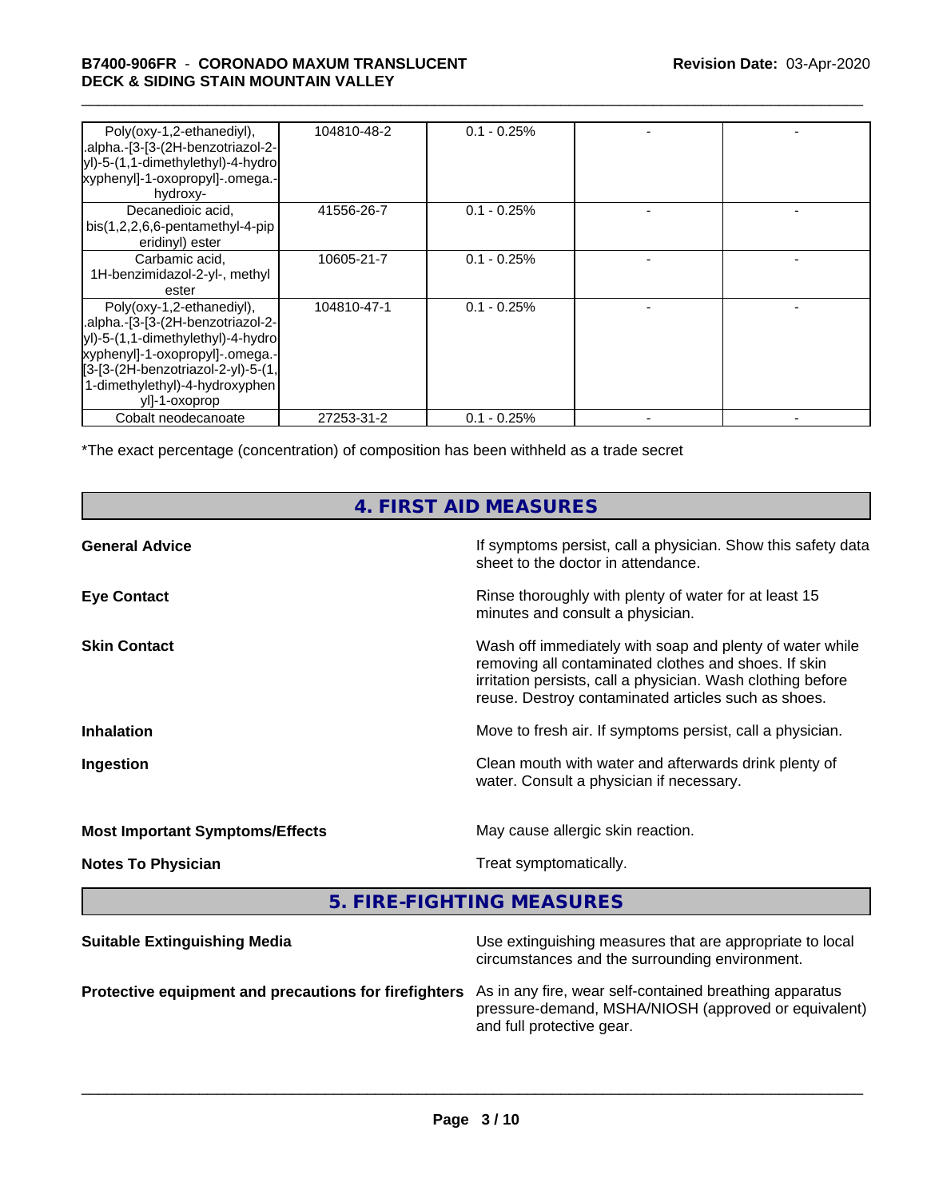| | | | | |
|---|---|---|---|---|
| Poly(oxy-1,2-ethanediyl), .alpha.-[3-[3-(2H-benzotriazol-2-yl)-5-(1,1-dimethylethyl)-4-hydroxyphenyl]-1-oxopropyl]-.omega.-hydroxy- | 104810-48-2 | 0.1 - 0.25% | - | - |
| Decanedioic acid, bis(1,2,2,6,6-pentamethyl-4-piperidinyl) ester | 41556-26-7 | 0.1 - 0.25% | - | - |
| Carbamic acid, 1H-benzimidazol-2-yl-, methyl ester | 10605-21-7 | 0.1 - 0.25% | - | - |
| Poly(oxy-1,2-ethanediyl), .alpha.-[3-[3-(2H-benzotriazol-2-yl)-5-(1,1-dimethylethyl)-4-hydroxyphenyl]-1-oxopropyl]-.omega.-[3-[3-(2H-benzotriazol-2-yl)-5-(1,1-dimethylethyl)-4-hydroxyphenyl]-1-oxoprop | 104810-47-1 | 0.1 - 0.25% | - | - |
| Cobalt neodecanoate | 27253-31-2 | 0.1 - 0.25% | - | - |

*The exact percentage (concentration) of composition has been withheld as a trade secret

## 4. FIRST AID MEASURES

**General Advice**
If symptoms persist, call a physician. Show this safety data sheet to the doctor in attendance.

**Eye Contact**
Rinse thoroughly with plenty of water for at least 15 minutes and consult a physician.

**Skin Contact**
Wash off immediately with soap and plenty of water while removing all contaminated clothes and shoes. If skin irritation persists, call a physician. Wash clothing before reuse. Destroy contaminated articles such as shoes.

**Inhalation**
Move to fresh air. If symptoms persist, call a physician.

**Ingestion**
Clean mouth with water and afterwards drink plenty of water. Consult a physician if necessary.

**Most Important Symptoms/Effects**
May cause allergic skin reaction.

**Notes To Physician**
Treat symptomatically.

## 5. FIRE-FIGHTING MEASURES

**Suitable Extinguishing Media**
Use extinguishing measures that are appropriate to local circumstances and the surrounding environment.

**Protective equipment and precautions for firefighters**
As in any fire, wear self-contained breathing apparatus pressure-demand, MSHA/NIOSH (approved or equivalent) and full protective gear.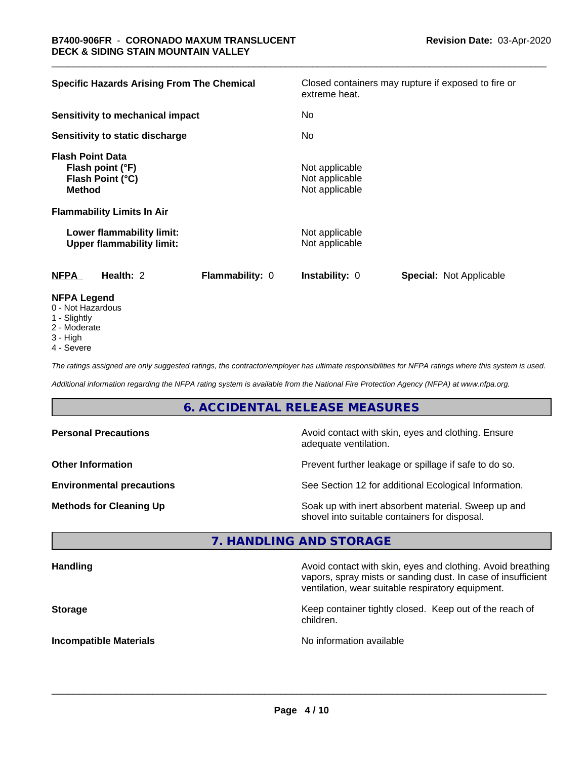| | |
|---|---|
| **Specific Hazards Arising From The Chemical** | Closed containers may rupture if exposed to fire or extreme heat. |
| **Sensitivity to mechanical impact** | No |
| **Sensitivity to static discharge** | No |
| **Flash Point Data** | |
| **Flash point (°F)** | Not applicable |
| **Flash Point (°C)** | Not applicable |
| **Method** | Not applicable |
| **Flammability Limits In Air** | |
| **Lower flammability limit:** | Not applicable |
| **Upper flammability limit:** | Not applicable |

| NFPA | Health: 2 | Flammability: 0 | Instability: 0 | Special: Not Applicable |
|---|---|---|---|---|

**NFPA Legend**

0 - Not Hazardous
1 - Slightly
2 - Moderate
3 - High
4 - Severe

*The ratings assigned are only suggested ratings, the contractor/employer has ultimate responsibilities for NFPA ratings where this system is used.*

*Additional information regarding the NFPA rating system is available from the National Fire Protection Agency (NFPA) at www.nfpa.org.*

## 6. ACCIDENTAL RELEASE MEASURES

| | |
|---|---|
| **Personal Precautions** | Avoid contact with skin, eyes and clothing. Ensure adequate ventilation. |
| **Other Information** | Prevent further leakage or spillage if safe to do so. |
| **Environmental precautions** | See Section 12 for additional Ecological Information. |
| **Methods for Cleaning Up** | Soak up with inert absorbent material. Sweep up and shovel into suitable containers for disposal. |

## 7. HANDLING AND STORAGE

| | |
|---|---|
| **Handling** | Avoid contact with skin, eyes and clothing. Avoid breathing vapors, spray mists or sanding dust. In case of insufficient ventilation, wear suitable respiratory equipment. |
| **Storage** | Keep container tightly closed. Keep out of the reach of children. |
| **Incompatible Materials** | No information available |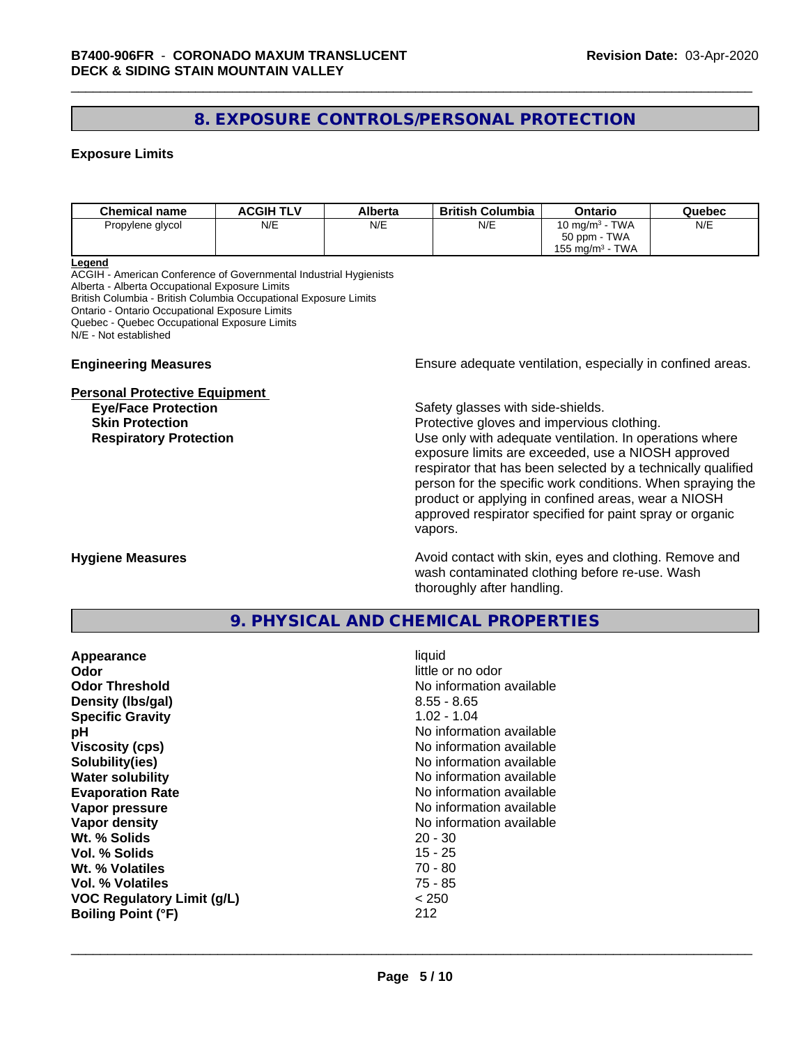## 8. EXPOSURE CONTROLS/PERSONAL PROTECTION

### Exposure Limits

| Chemical name | ACGIH TLV | Alberta | British Columbia | Ontario | Quebec |
|---|---|---|---|---|---|
| Propylene glycol | N/E | N/E | N/E | 10 mg/m³ - TWA<br>50 ppm - TWA<br>155 mg/m³ - TWA | N/E |

**Legend**
ACGIH - American Conference of Governmental Industrial Hygienists
Alberta - Alberta Occupational Exposure Limits
British Columbia - British Columbia Occupational Exposure Limits
Ontario - Ontario Occupational Exposure Limits
Quebec - Quebec Occupational Exposure Limits
N/E - Not established

**Engineering Measures** Ensure adequate ventilation, especially in confined areas.

**Personal Protective Equipment**

**Eye/Face Protection** Safety glasses with side-shields.

**Skin Protection** Protective gloves and impervious clothing.

**Respiratory Protection** Use only with adequate ventilation. In operations where exposure limits are exceeded, use a NIOSH approved respirator that has been selected by a technically qualified person for the specific work conditions. When spraying the product or applying in confined areas, wear a NIOSH approved respirator specified for paint spray or organic vapors.

**Hygiene Measures** Avoid contact with skin, eyes and clothing. Remove and wash contaminated clothing before re-use. Wash thoroughly after handling.

## 9. PHYSICAL AND CHEMICAL PROPERTIES

| | |
|---|---|
| **Appearance** | liquid |
| **Odor** | little or no odor |
| **Odor Threshold** | No information available |
| **Density (lbs/gal)** | 8.55 - 8.65 |
| **Specific Gravity** | 1.02 - 1.04 |
| **pH** | No information available |
| **Viscosity (cps)** | No information available |
| **Solubility(ies)** | No information available |
| **Water solubility** | No information available |
| **Evaporation Rate** | No information available |
| **Vapor pressure** | No information available |
| **Vapor density** | No information available |
| **Wt. % Solids** | 20 - 30 |
| **Vol. % Solids** | 15 - 25 |
| **Wt. % Volatiles** | 70 - 80 |
| **Vol. % Volatiles** | 75 - 85 |
| **VOC Regulatory Limit (g/L)** | < 250 |
| **Boiling Point (°F)** | 212 |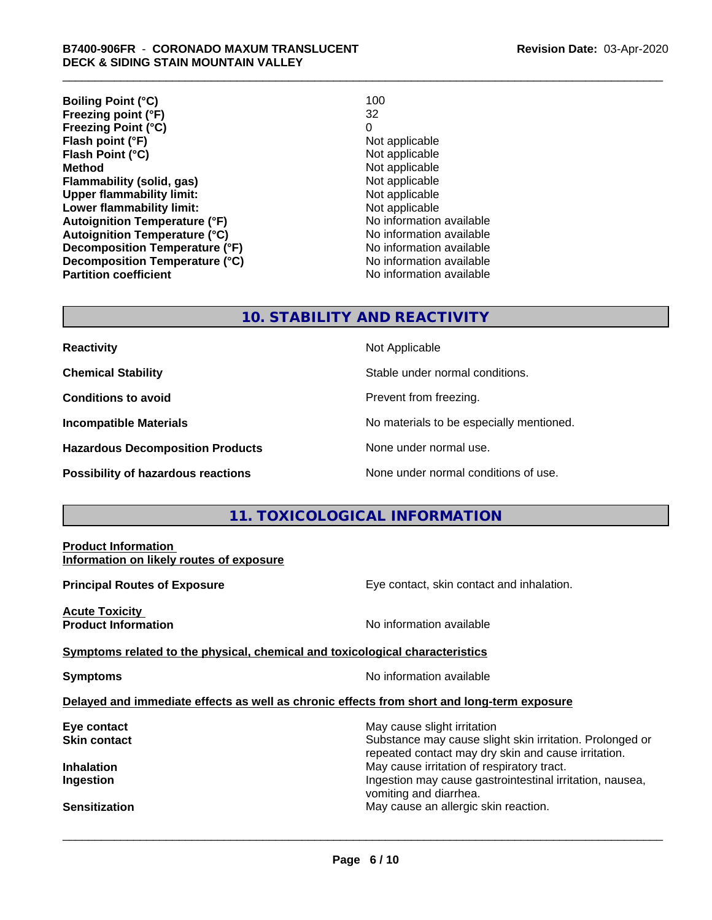| | |
|---|---|
| **Boiling Point (°C)** | 100 |
| **Freezing point (°F)** | 32 |
| **Freezing Point (°C)** | 0 |
| **Flash point (°F)** | Not applicable |
| **Flash Point (°C)** | Not applicable |
| **Method** | Not applicable |
| **Flammability (solid, gas)** | Not applicable |
| **Upper flammability limit:** | Not applicable |
| **Lower flammability limit:** | Not applicable |
| **Autoignition Temperature (°F)** | No information available |
| **Autoignition Temperature (°C)** | No information available |
| **Decomposition Temperature (°F)** | No information available |
| **Decomposition Temperature (°C)** | No information available |
| **Partition coefficient** | No information available |

## 10. STABILITY AND REACTIVITY

| | |
|---|---|
| **Reactivity** | Not Applicable |
| **Chemical Stability** | Stable under normal conditions. |
| **Conditions to avoid** | Prevent from freezing. |
| **Incompatible Materials** | No materials to be especially mentioned. |
| **Hazardous Decomposition Products** | None under normal use. |
| **Possibility of hazardous reactions** | None under normal conditions of use. |

## 11. TOXICOLOGICAL INFORMATION

**Product Information**
**Information on likely routes of exposure**

**Principal Routes of Exposure** — Eye contact, skin contact and inhalation.

**Acute Toxicity**
**Product Information** — No information available

**Symptoms related to the physical, chemical and toxicological characteristics**

**Symptoms** — No information available

**Delayed and immediate effects as well as chronic effects from short and long-term exposure**

| | |
|---|---|
| **Eye contact** | May cause slight irritation |
| **Skin contact** | Substance may cause slight skin irritation. Prolonged or repeated contact may dry skin and cause irritation. |
| **Inhalation** | May cause irritation of respiratory tract. |
| **Ingestion** | Ingestion may cause gastrointestinal irritation, nausea, vomiting and diarrhea. |
| **Sensitization** | May cause an allergic skin reaction. |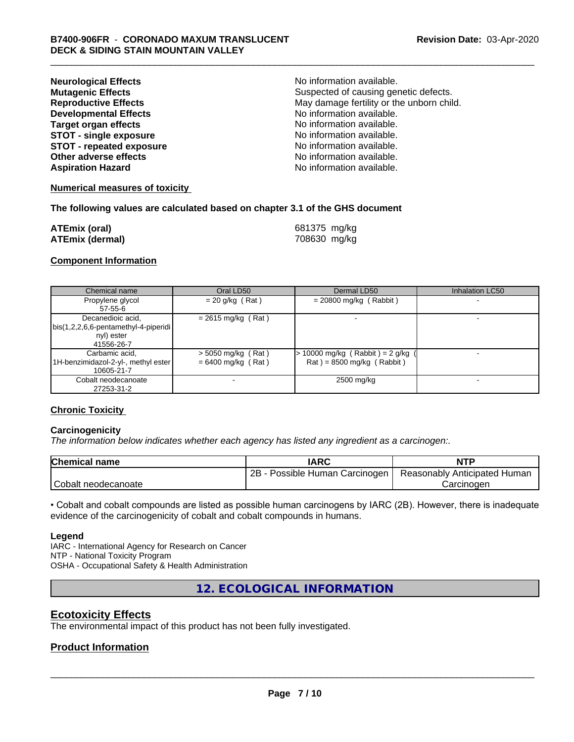| | |
|---|---|
| **Neurological Effects** | No information available. |
| **Mutagenic Effects** | Suspected of causing genetic defects. |
| **Reproductive Effects** | May damage fertility or the unborn child. |
| **Developmental Effects** | No information available. |
| **Target organ effects** | No information available. |
| **STOT - single exposure** | No information available. |
| **STOT - repeated exposure** | No information available. |
| **Other adverse effects** | No information available. |
| **Aspiration Hazard** | No information available. |

**Numerical measures of toxicity**

**The following values are calculated based on chapter 3.1 of the GHS document**

| | |
|---|---|
| **ATEmix (oral)** | 681375 mg/kg |
| **ATEmix (dermal)** | 708630 mg/kg |

**Component Information**

| Chemical name | Oral LD50 | Dermal LD50 | Inhalation LC50 |
|---|---|---|---|
| Propylene glycol<br>57-55-6 | = 20 g/kg ( Rat ) | = 20800 mg/kg ( Rabbit ) | - |
| Decanedioic acid, bis(1,2,2,6,6-pentamethyl-4-piperidinyl) ester<br>41556-26-7 | = 2615 mg/kg ( Rat ) | - | - |
| Carbamic acid, 1H-benzimidazol-2-yl-, methyl ester<br>10605-21-7 | > 5050 mg/kg ( Rat )<br>= 6400 mg/kg ( Rat ) | > 10000 mg/kg ( Rabbit ) = 2 g/kg ( Rat ) = 8500 mg/kg ( Rabbit ) | - |
| Cobalt neodecanoate<br>27253-31-2 | - | 2500 mg/kg | - |

**Chronic Toxicity**

**Carcinogenicity**

*The information below indicates whether each agency has listed any ingredient as a carcinogen:.*

| Chemical name | IARC | NTP |
|---|---|---|
| Cobalt neodecanoate | 2B - Possible Human Carcinogen | Reasonably Anticipated Human Carcinogen |

• Cobalt and cobalt compounds are listed as possible human carcinogens by IARC (2B). However, there is inadequate evidence of the carcinogenicity of cobalt and cobalt compounds in humans.

**Legend**

IARC - International Agency for Research on Cancer
NTP - National Toxicity Program
OSHA - Occupational Safety & Health Administration

## 12. ECOLOGICAL INFORMATION

## Ecotoxicity Effects

The environmental impact of this product has not been fully investigated.

## Product Information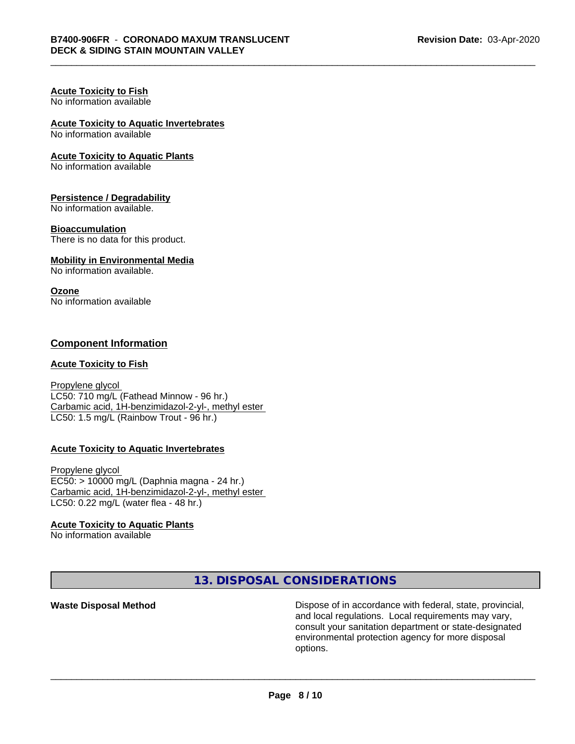**Acute Toxicity to Fish**
No information available

**Acute Toxicity to Aquatic Invertebrates**
No information available

**Acute Toxicity to Aquatic Plants**
No information available

**Persistence / Degradability**
No information available.

**Bioaccumulation**
There is no data for this product.

**Mobility in Environmental Media**
No information available.

**Ozone**
No information available

## Component Information

**Acute Toxicity to Fish**

Propylene glycol
LC50: 710 mg/L (Fathead Minnow - 96 hr.)
Carbamic acid, 1H-benzimidazol-2-yl-, methyl ester
LC50: 1.5 mg/L (Rainbow Trout - 96 hr.)

**Acute Toxicity to Aquatic Invertebrates**

Propylene glycol
EC50: > 10000 mg/L (Daphnia magna - 24 hr.)
Carbamic acid, 1H-benzimidazol-2-yl-, methyl ester
LC50: 0.22 mg/L (water flea - 48 hr.)

**Acute Toxicity to Aquatic Plants**
No information available

## 13. DISPOSAL CONSIDERATIONS

**Waste Disposal Method** Dispose of in accordance with federal, state, provincial, and local regulations. Local requirements may vary, consult your sanitation department or state-designated environmental protection agency for more disposal options.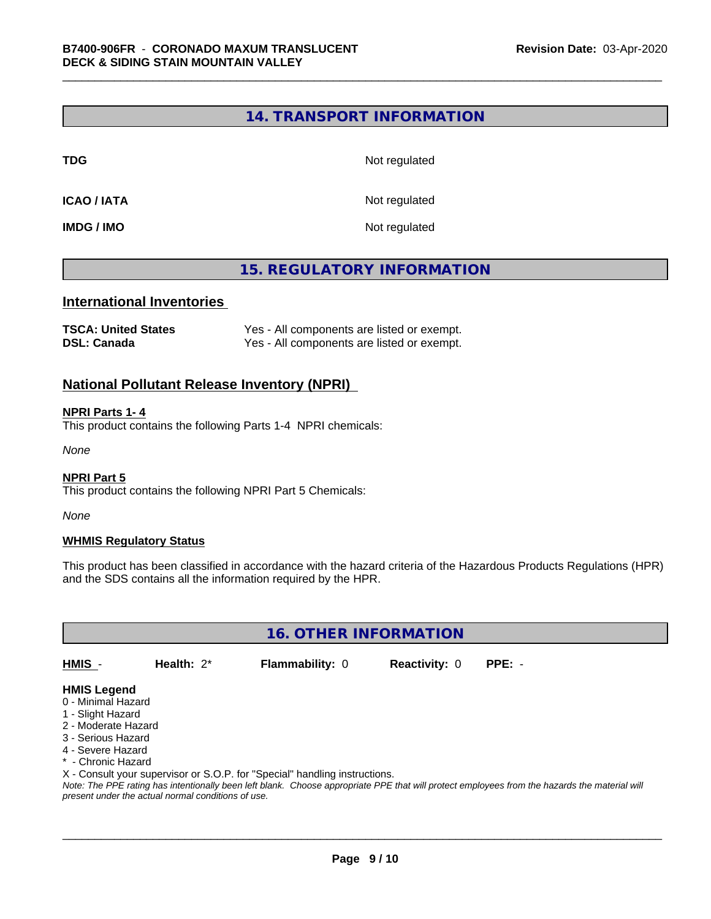## 14. TRANSPORT INFORMATION

| | |
|---|---|
| **TDG** | Not regulated |
| **ICAO / IATA** | Not regulated |
| **IMDG / IMO** | Not regulated |

## 15. REGULATORY INFORMATION

### International Inventories

| | |
|---|---|
| **TSCA: United States** | Yes - All components are listed or exempt. |
| **DSL: Canada** | Yes - All components are listed or exempt. |

### National Pollutant Release Inventory (NPRI)

**NPRI Parts 1- 4**

This product contains the following Parts 1-4 NPRI chemicals:

*None*

**NPRI Part 5**

This product contains the following NPRI Part 5 Chemicals:

*None*

**WHMIS Regulatory Status**

This product has been classified in accordance with the hazard criteria of the Hazardous Products Regulations (HPR) and the SDS contains all the information required by the HPR.

## 16. OTHER INFORMATION

| HMIS - | Health: 2* | Flammability: 0 | Reactivity: 0 | PPE: - |
|---|---|---|---|---|

**HMIS Legend**

0 - Minimal Hazard
1 - Slight Hazard
2 - Moderate Hazard
3 - Serious Hazard
4 - Severe Hazard
* - Chronic Hazard
X - Consult your supervisor or S.O.P. for "Special" handling instructions.

*Note: The PPE rating has intentionally been left blank. Choose appropriate PPE that will protect employees from the hazards the material will present under the actual normal conditions of use.*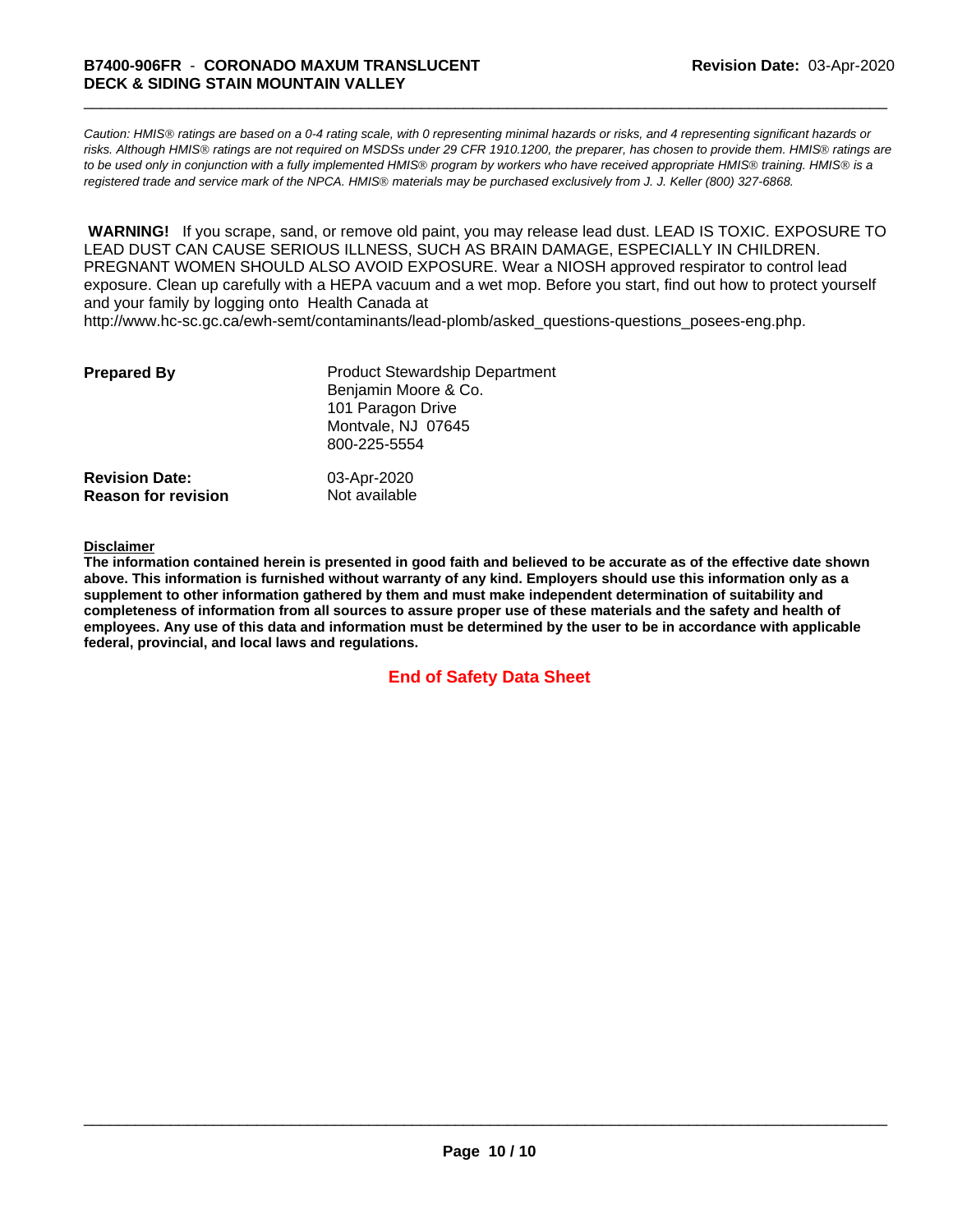*Caution: HMIS® ratings are based on a 0-4 rating scale, with 0 representing minimal hazards or risks, and 4 representing significant hazards or risks. Although HMIS® ratings are not required on MSDSs under 29 CFR 1910.1200, the preparer, has chosen to provide them. HMIS® ratings are to be used only in conjunction with a fully implemented HMIS® program by workers who have received appropriate HMIS® training. HMIS® is a registered trade and service mark of the NPCA. HMIS® materials may be purchased exclusively from J. J. Keller (800) 327-6868.*

**WARNING!** If you scrape, sand, or remove old paint, you may release lead dust. LEAD IS TOXIC. EXPOSURE TO LEAD DUST CAN CAUSE SERIOUS ILLNESS, SUCH AS BRAIN DAMAGE, ESPECIALLY IN CHILDREN. PREGNANT WOMEN SHOULD ALSO AVOID EXPOSURE. Wear a NIOSH approved respirator to control lead exposure. Clean up carefully with a HEPA vacuum and a wet mop. Before you start, find out how to protect yourself and your family by logging onto Health Canada at http://www.hc-sc.gc.ca/ewh-semt/contaminants/lead-plomb/asked_questions-questions_posees-eng.php.

**Prepared By** Product Stewardship Department
Benjamin Moore & Co.
101 Paragon Drive
Montvale, NJ 07645
800-225-5554

**Revision Date:** 03-Apr-2020
**Reason for revision** Not available

**Disclaimer**

**The information contained herein is presented in good faith and believed to be accurate as of the effective date shown above. This information is furnished without warranty of any kind. Employers should use this information only as a supplement to other information gathered by them and must make independent determination of suitability and completeness of information from all sources to assure proper use of these materials and the safety and health of employees. Any use of this data and information must be determined by the user to be in accordance with applicable federal, provincial, and local laws and regulations.**

**End of Safety Data Sheet**